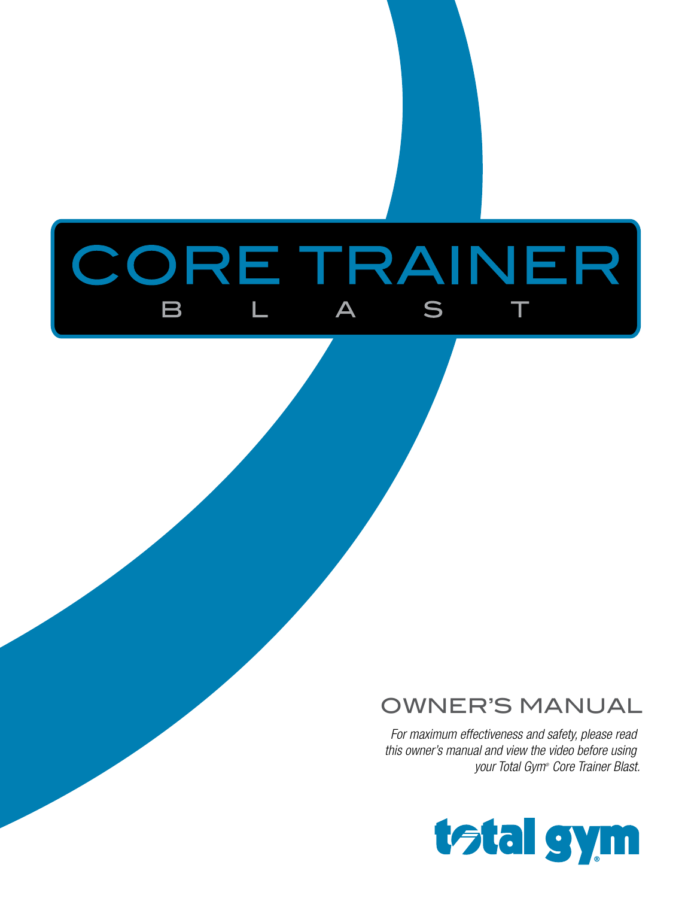# CORE TRAINER

## B L A S T

## OWNER'S MANUAL

*For maximum effectiveness and safety, please read this owner's manual and view the video before using your Total Gym® Core Trainer Blast.*

total gym®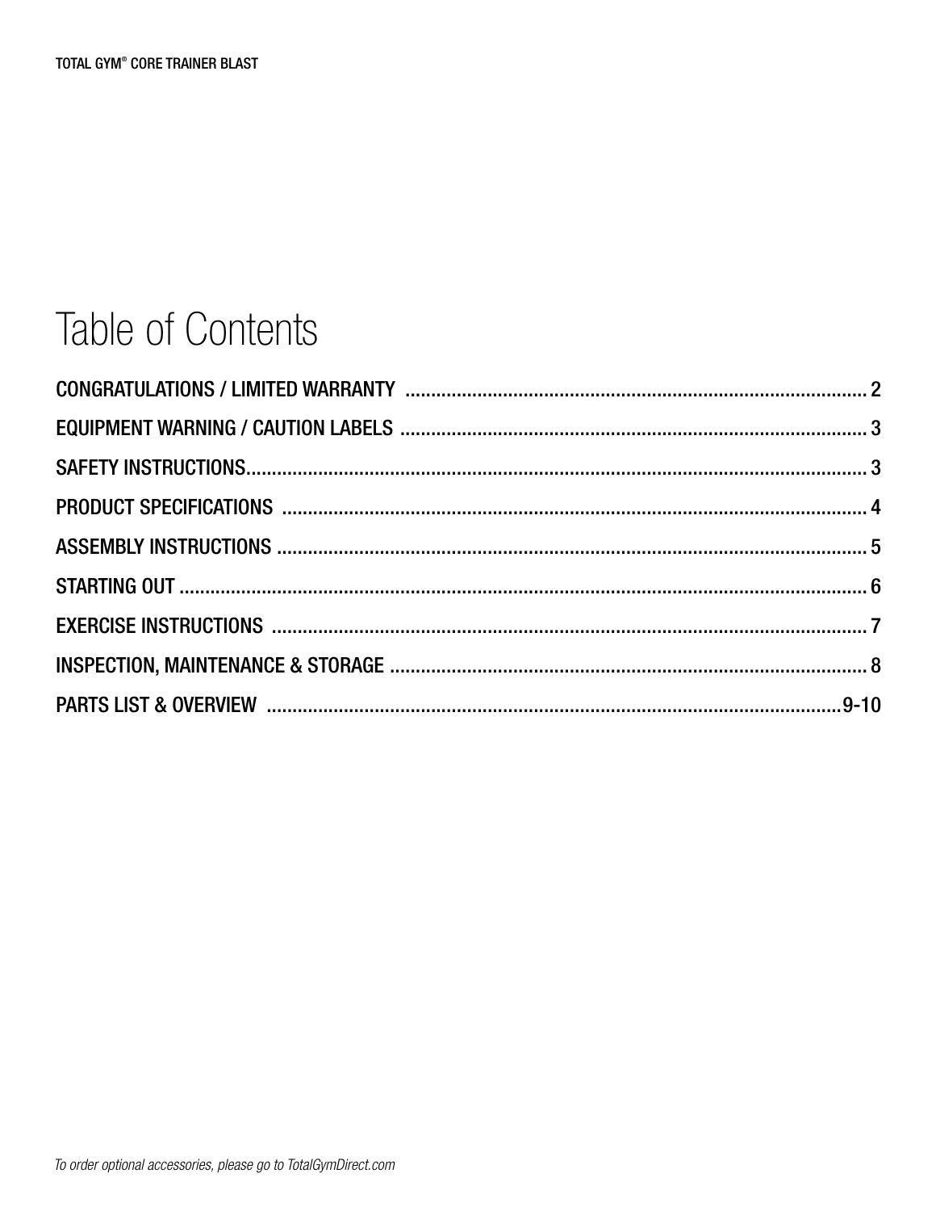# Table of Contents

| | |
|---|---|
| CONGRATULATIONS / LIMITED WARRANTY | 2 |
| EQUIPMENT WARNING / CAUTION LABELS | 3 |
| SAFETY INSTRUCTIONS | 3 |
| PRODUCT SPECIFICATIONS | 4 |
| ASSEMBLY INSTRUCTIONS | 5 |
| STARTING OUT | 6 |
| EXERCISE INSTRUCTIONS | 7 |
| INSPECTION, MAINTENANCE & STORAGE | 8 |
| PARTS LIST & OVERVIEW | 9-10 |

*To order optional accessories, please go to TotalGymDirect.com*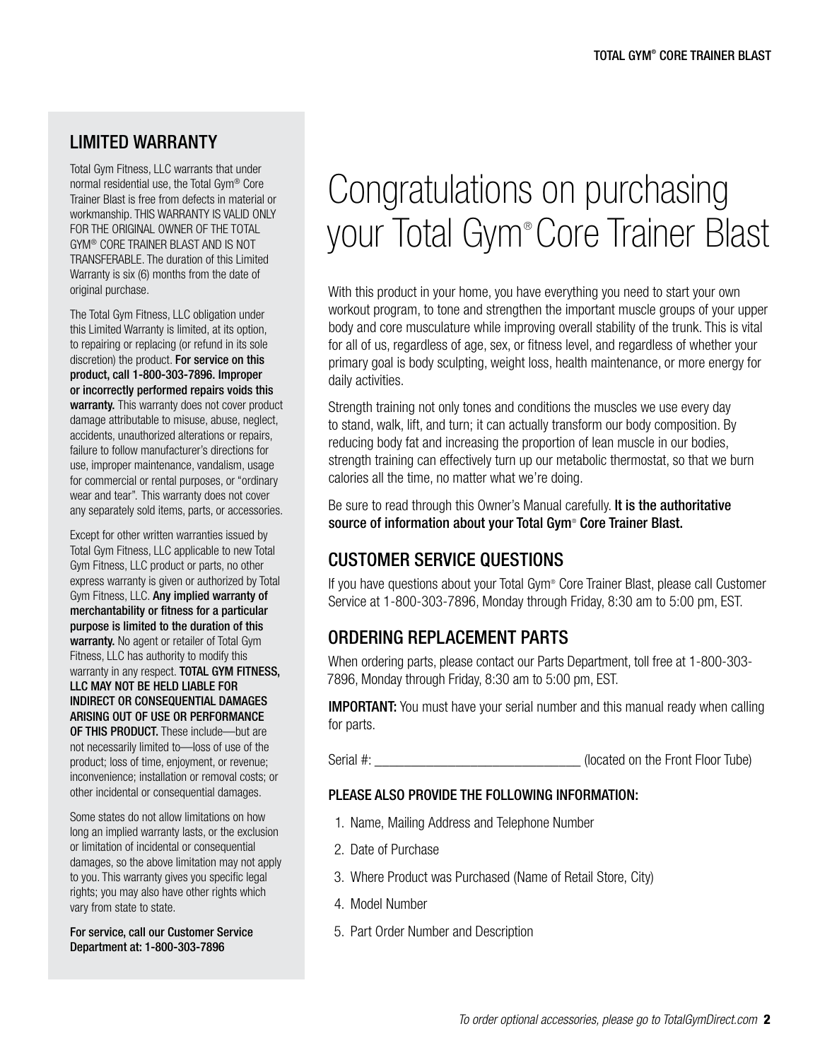## LIMITED WARRANTY

Total Gym Fitness, LLC warrants that under normal residential use, the Total Gym® Core Trainer Blast is free from defects in material or workmanship. THIS WARRANTY IS VALID ONLY FOR THE ORIGINAL OWNER OF THE TOTAL GYM® CORE TRAINER BLAST AND IS NOT TRANSFERABLE. The duration of this Limited Warranty is six (6) months from the date of original purchase.

The Total Gym Fitness, LLC obligation under this Limited Warranty is limited, at its option, to repairing or replacing (or refund in its sole discretion) the product. **For service on this product, call 1-800-303-7896. Improper or incorrectly performed repairs voids this warranty.** This warranty does not cover product damage attributable to misuse, abuse, neglect, accidents, unauthorized alterations or repairs, failure to follow manufacturer's directions for use, improper maintenance, vandalism, usage for commercial or rental purposes, or "ordinary wear and tear". This warranty does not cover any separately sold items, parts, or accessories.

Except for other written warranties issued by Total Gym Fitness, LLC applicable to new Total Gym Fitness, LLC product or parts, no other express warranty is given or authorized by Total Gym Fitness, LLC. **Any implied warranty of merchantability or fitness for a particular purpose is limited to the duration of this warranty.** No agent or retailer of Total Gym Fitness, LLC has authority to modify this warranty in any respect. **TOTAL GYM FITNESS, LLC MAY NOT BE HELD LIABLE FOR INDIRECT OR CONSEQUENTIAL DAMAGES ARISING OUT OF USE OR PERFORMANCE OF THIS PRODUCT.** These include—but are not necessarily limited to—loss of use of the product; loss of time, enjoyment, or revenue; inconvenience; installation or removal costs; or other incidental or consequential damages.

Some states do not allow limitations on how long an implied warranty lasts, or the exclusion or limitation of incidental or consequential damages, so the above limitation may not apply to you. This warranty gives you specific legal rights; you may also have other rights which vary from state to state.

**For service, call our Customer Service Department at: 1-800-303-7896**

# Congratulations on purchasing your Total Gym® Core Trainer Blast

With this product in your home, you have everything you need to start your own workout program, to tone and strengthen the important muscle groups of your upper body and core musculature while improving overall stability of the trunk. This is vital for all of us, regardless of age, sex, or fitness level, and regardless of whether your primary goal is body sculpting, weight loss, health maintenance, or more energy for daily activities.

Strength training not only tones and conditions the muscles we use every day to stand, walk, lift, and turn; it can actually transform our body composition. By reducing body fat and increasing the proportion of lean muscle in our bodies, strength training can effectively turn up our metabolic thermostat, so that we burn calories all the time, no matter what we're doing.

Be sure to read through this Owner's Manual carefully. **It is the authoritative source of information about your Total Gym® Core Trainer Blast.**

## CUSTOMER SERVICE QUESTIONS

If you have questions about your Total Gym® Core Trainer Blast, please call Customer Service at 1-800-303-7896, Monday through Friday, 8:30 am to 5:00 pm, EST.

## ORDERING REPLACEMENT PARTS

When ordering parts, please contact our Parts Department, toll free at 1-800-303-7896, Monday through Friday, 8:30 am to 5:00 pm, EST.

**IMPORTANT:** You must have your serial number and this manual ready when calling for parts.

Serial #: ______________________________ (located on the Front Floor Tube)

### PLEASE ALSO PROVIDE THE FOLLOWING INFORMATION:

1. Name, Mailing Address and Telephone Number
2. Date of Purchase
3. Where Product was Purchased (Name of Retail Store, City)
4. Model Number
5. Part Order Number and Description

*To order optional accessories, please go to TotalGymDirect.com*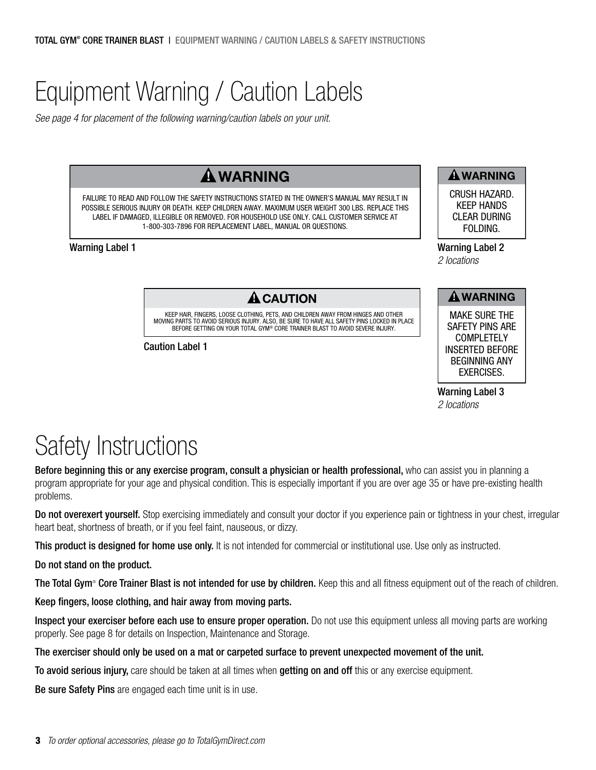# Equipment Warning / Caution Labels

*See page 4 for placement of the following warning/caution labels on your unit.*

**⚠ WARNING**

FAILURE TO READ AND FOLLOW THE SAFETY INSTRUCTIONS STATED IN THE OWNER'S MANUAL MAY RESULT IN POSSIBLE SERIOUS INJURY OR DEATH. KEEP CHILDREN AWAY. MAXIMUM USER WEIGHT 300 LBS. REPLACE THIS LABEL IF DAMAGED, ILLEGIBLE OR REMOVED. FOR HOUSEHOLD USE ONLY. CALL CUSTOMER SERVICE AT 1-800-303-7896 FOR REPLACEMENT LABEL, MANUAL OR QUESTIONS.

Warning Label 1

**⚠ WARNING**

CRUSH HAZARD. KEEP HANDS CLEAR DURING FOLDING.

Warning Label 2
*2 locations*

**⚠ CAUTION**

KEEP HAIR, FINGERS, LOOSE CLOTHING, PETS, AND CHILDREN AWAY FROM HINGES AND OTHER MOVING PARTS TO AVOID SERIOUS INJURY. ALSO, BE SURE TO HAVE ALL SAFETY PINS LOCKED IN PLACE BEFORE GETTING ON YOUR TOTAL GYM® CORE TRAINER BLAST TO AVOID SEVERE INJURY.

Caution Label 1

**⚠ WARNING**

MAKE SURE THE SAFETY PINS ARE COMPLETELY INSERTED BEFORE BEGINNING ANY EXERCISES.

Warning Label 3
*2 locations*

# Safety Instructions

**Before beginning this or any exercise program, consult a physician or health professional,** who can assist you in planning a program appropriate for your age and physical condition. This is especially important if you are over age 35 or have pre-existing health problems.

**Do not overexert yourself.** Stop exercising immediately and consult your doctor if you experience pain or tightness in your chest, irregular heart beat, shortness of breath, or if you feel faint, nauseous, or dizzy.

**This product is designed for home use only.** It is not intended for commercial or institutional use. Use only as instructed.

**Do not stand on the product.**

**The Total Gym® Core Trainer Blast is not intended for use by children.** Keep this and all fitness equipment out of the reach of children.

**Keep fingers, loose clothing, and hair away from moving parts.**

**Inspect your exerciser before each use to ensure proper operation.** Do not use this equipment unless all moving parts are working properly. See page 8 for details on Inspection, Maintenance and Storage.

**The exerciser should only be used on a mat or carpeted surface to prevent unexpected movement of the unit.**

**To avoid serious injury,** care should be taken at all times when **getting on and off** this or any exercise equipment.

**Be sure Safety Pins** are engaged each time unit is in use.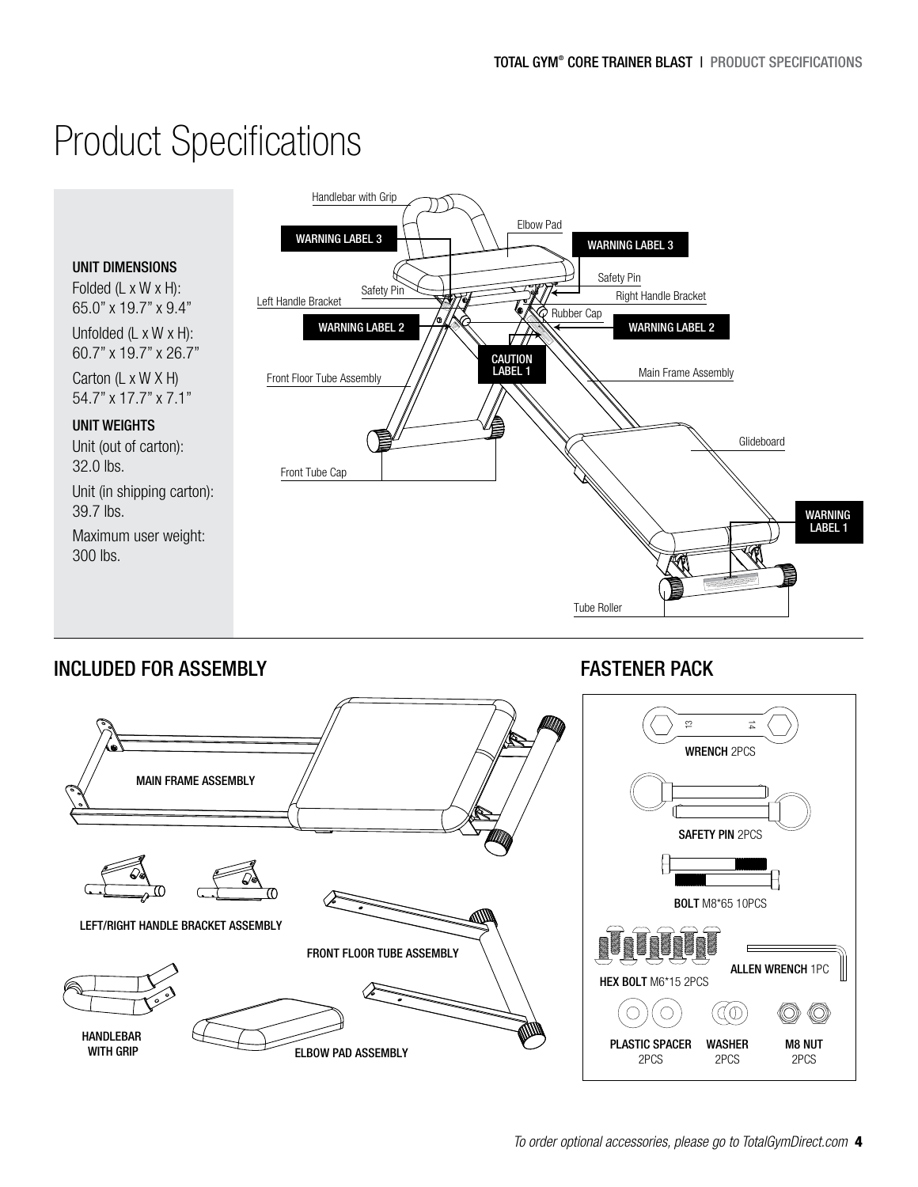# Product Specifications

**UNIT DIMENSIONS**

Folded (L x W x H):
65.0" x 19.7" x 9.4"

Unfolded (L x W x H):
60.7" x 19.7" x 26.7"

Carton (L x W X H)
54.7" x 17.7" x 7.1"

**UNIT WEIGHTS**

Unit (out of carton):
32.0 lbs.

Unit (in shipping carton):
39.7 lbs.

Maximum user weight:
300 lbs.

Handlebar with Grip
Elbow Pad
WARNING LABEL 3
WARNING LABEL 3
Safety Pin
Safety Pin
Left Handle Bracket
Right Handle Bracket
Rubber Cap
WARNING LABEL 2
WARNING LABEL 2
CAUTION LABEL 1
Front Floor Tube Assembly
Main Frame Assembly
Glideboard
Front Tube Cap
WARNING LABEL 1
Tube Roller

## INCLUDED FOR ASSEMBLY

MAIN FRAME ASSEMBLY

LEFT/RIGHT HANDLE BRACKET ASSEMBLY

FRONT FLOOR TUBE ASSEMBLY

HANDLEBAR WITH GRIP

ELBOW PAD ASSEMBLY

## FASTENER PACK

**WRENCH** 2PCS

**SAFETY PIN** 2PCS

**BOLT** M8*65 10PCS

**HEX BOLT** M6*15 2PCS

**ALLEN WRENCH** 1PC

**PLASTIC SPACER** 2PCS

**WASHER** 2PCS

**M8 NUT** 2PCS

*To order optional accessories, please go to TotalGymDirect.com*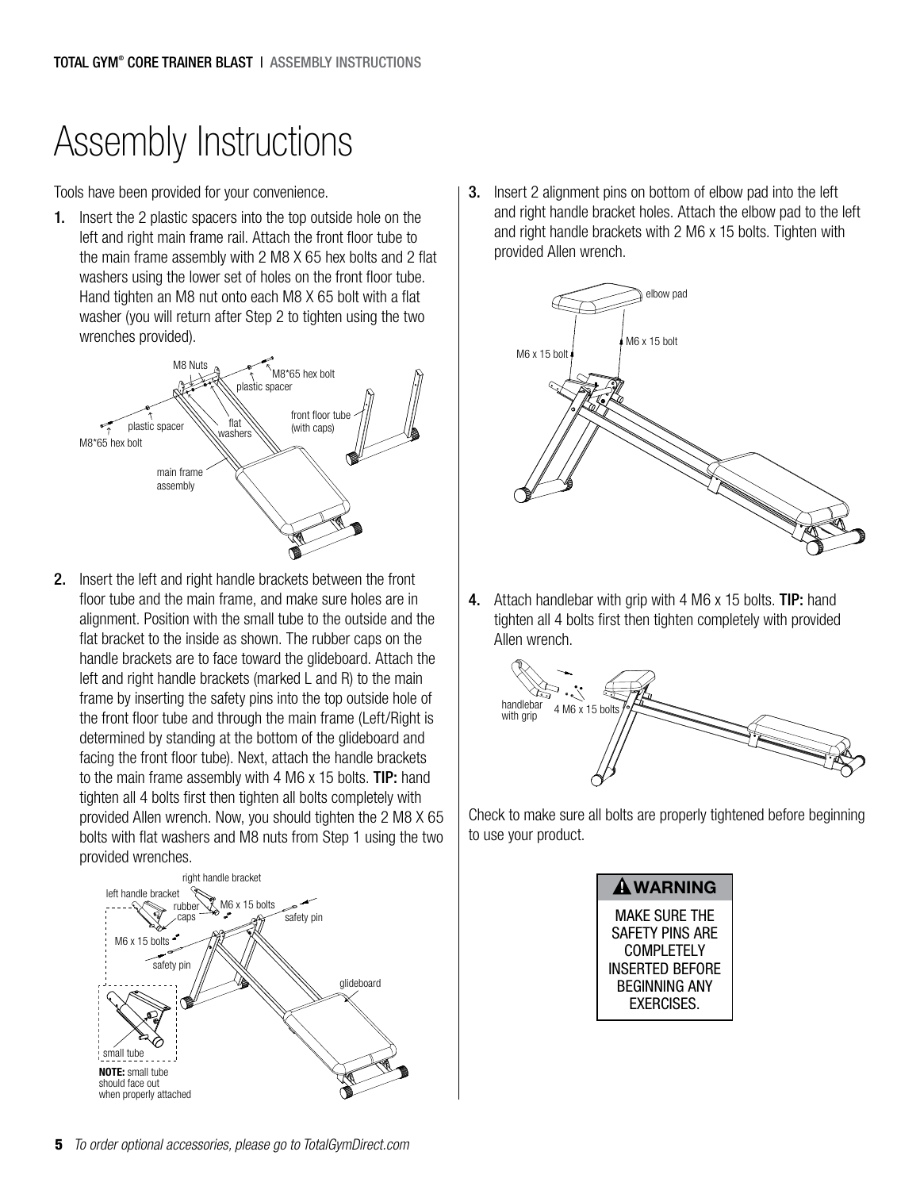# Assembly Instructions

Tools have been provided for your convenience.

1. Insert the 2 plastic spacers into the top outside hole on the left and right main frame rail. Attach the front floor tube to the main frame assembly with 2 M8 X 65 hex bolts and 2 flat washers using the lower set of holes on the front floor tube. Hand tighten an M8 nut onto each M8 X 65 bolt with a flat washer (you will return after Step 2 to tighten using the two wrenches provided).

2. Insert the left and right handle brackets between the front floor tube and the main frame, and make sure holes are in alignment. Position with the small tube to the outside and the flat bracket to the inside as shown. The rubber caps on the handle brackets are to face toward the glideboard. Attach the left and right handle brackets (marked L and R) to the main frame by inserting the safety pins into the top outside hole of the front floor tube and through the main frame (Left/Right is determined by standing at the bottom of the glideboard and facing the front floor tube). Next, attach the handle brackets to the main frame assembly with 4 M6 x 15 bolts. **TIP:** hand tighten all 4 bolts first then tighten all bolts completely with provided Allen wrench. Now, you should tighten the 2 M8 X 65 bolts with flat washers and M8 nuts from Step 1 using the two provided wrenches.

**NOTE:** small tube should face out when properly attached

3. Insert 2 alignment pins on bottom of elbow pad into the left and right handle bracket holes. Attach the elbow pad to the left and right handle brackets with 2 M6 x 15 bolts. Tighten with provided Allen wrench.

4. Attach handlebar with grip with 4 M6 x 15 bolts. **TIP:** hand tighten all 4 bolts first then tighten completely with provided Allen wrench.

Check to make sure all bolts are properly tightened before beginning to use your product.

**⚠ WARNING**

MAKE SURE THE SAFETY PINS ARE COMPLETELY INSERTED BEFORE BEGINNING ANY EXERCISES.

*To order optional accessories, please go to TotalGymDirect.com*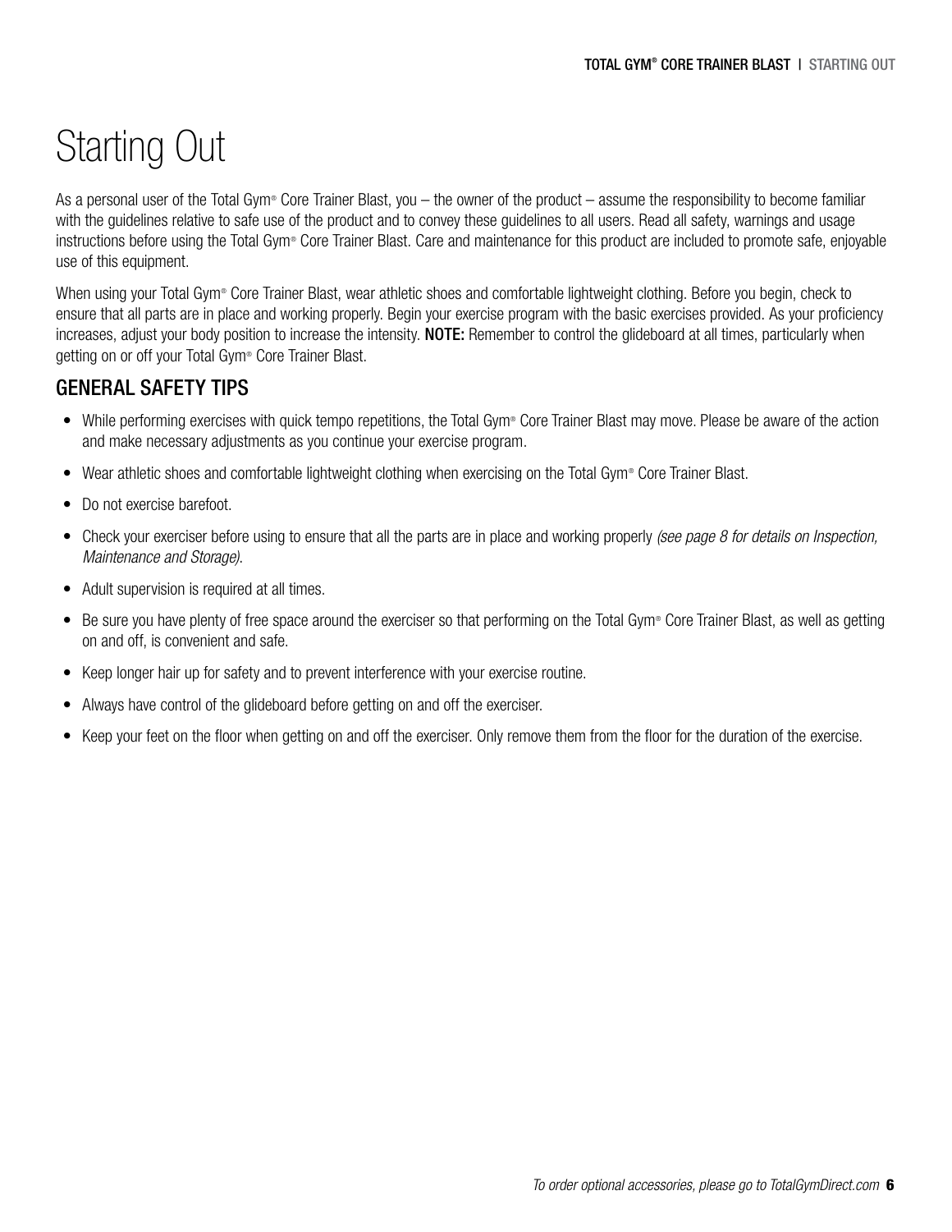# Starting Out

As a personal user of the Total Gym® Core Trainer Blast, you – the owner of the product – assume the responsibility to become familiar with the guidelines relative to safe use of the product and to convey these guidelines to all users. Read all safety, warnings and usage instructions before using the Total Gym® Core Trainer Blast. Care and maintenance for this product are included to promote safe, enjoyable use of this equipment.

When using your Total Gym® Core Trainer Blast, wear athletic shoes and comfortable lightweight clothing. Before you begin, check to ensure that all parts are in place and working properly. Begin your exercise program with the basic exercises provided. As your proficiency increases, adjust your body position to increase the intensity. **NOTE:** Remember to control the glideboard at all times, particularly when getting on or off your Total Gym® Core Trainer Blast.

## GENERAL SAFETY TIPS

- While performing exercises with quick tempo repetitions, the Total Gym® Core Trainer Blast may move. Please be aware of the action and make necessary adjustments as you continue your exercise program.
- Wear athletic shoes and comfortable lightweight clothing when exercising on the Total Gym® Core Trainer Blast.
- Do not exercise barefoot.
- Check your exerciser before using to ensure that all the parts are in place and working properly *(see page 8 for details on Inspection, Maintenance and Storage)*.
- Adult supervision is required at all times.
- Be sure you have plenty of free space around the exerciser so that performing on the Total Gym® Core Trainer Blast, as well as getting on and off, is convenient and safe.
- Keep longer hair up for safety and to prevent interference with your exercise routine.
- Always have control of the glideboard before getting on and off the exerciser.
- Keep your feet on the floor when getting on and off the exerciser. Only remove them from the floor for the duration of the exercise.

*To order optional accessories, please go to TotalGymDirect.com*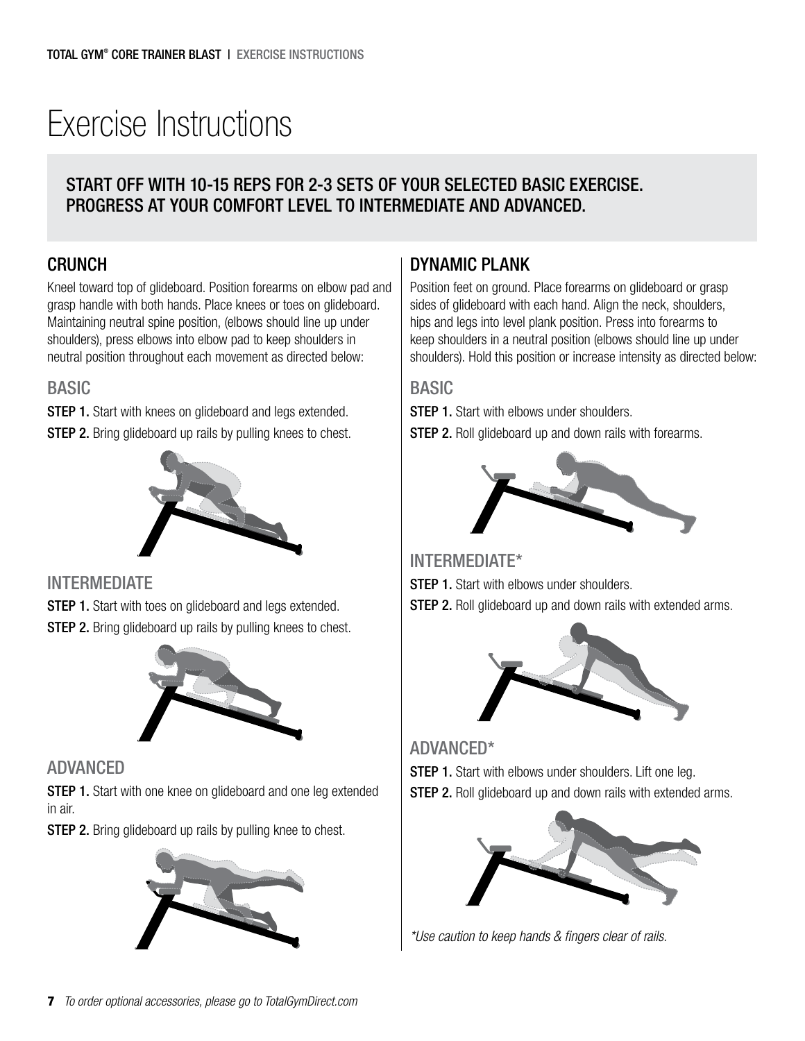# Exercise Instructions

**START OFF WITH 10-15 REPS FOR 2-3 SETS OF YOUR SELECTED BASIC EXERCISE. PROGRESS AT YOUR COMFORT LEVEL TO INTERMEDIATE AND ADVANCED.**

## CRUNCH

Kneel toward top of glideboard. Position forearms on elbow pad and grasp handle with both hands. Place knees or toes on glideboard. Maintaining neutral spine position, (elbows should line up under shoulders), press elbows into elbow pad to keep shoulders in neutral position throughout each movement as directed below:

### BASIC

**STEP 1.** Start with knees on glideboard and legs extended.

**STEP 2.** Bring glideboard up rails by pulling knees to chest.

### INTERMEDIATE

**STEP 1.** Start with toes on glideboard and legs extended.

**STEP 2.** Bring glideboard up rails by pulling knees to chest.

### ADVANCED

**STEP 1.** Start with one knee on glideboard and one leg extended in air.

**STEP 2.** Bring glideboard up rails by pulling knee to chest.

## DYNAMIC PLANK

Position feet on ground. Place forearms on glideboard or grasp sides of glideboard with each hand. Align the neck, shoulders, hips and legs into level plank position. Press into forearms to keep shoulders in a neutral position (elbows should line up under shoulders). Hold this position or increase intensity as directed below:

### BASIC

**STEP 1.** Start with elbows under shoulders.

**STEP 2.** Roll glideboard up and down rails with forearms.

### INTERMEDIATE*

**STEP 1.** Start with elbows under shoulders.

**STEP 2.** Roll glideboard up and down rails with extended arms.

### ADVANCED*

**STEP 1.** Start with elbows under shoulders. Lift one leg.

**STEP 2.** Roll glideboard up and down rails with extended arms.

*\*Use caution to keep hands & fingers clear of rails.*

*To order optional accessories, please go to TotalGymDirect.com*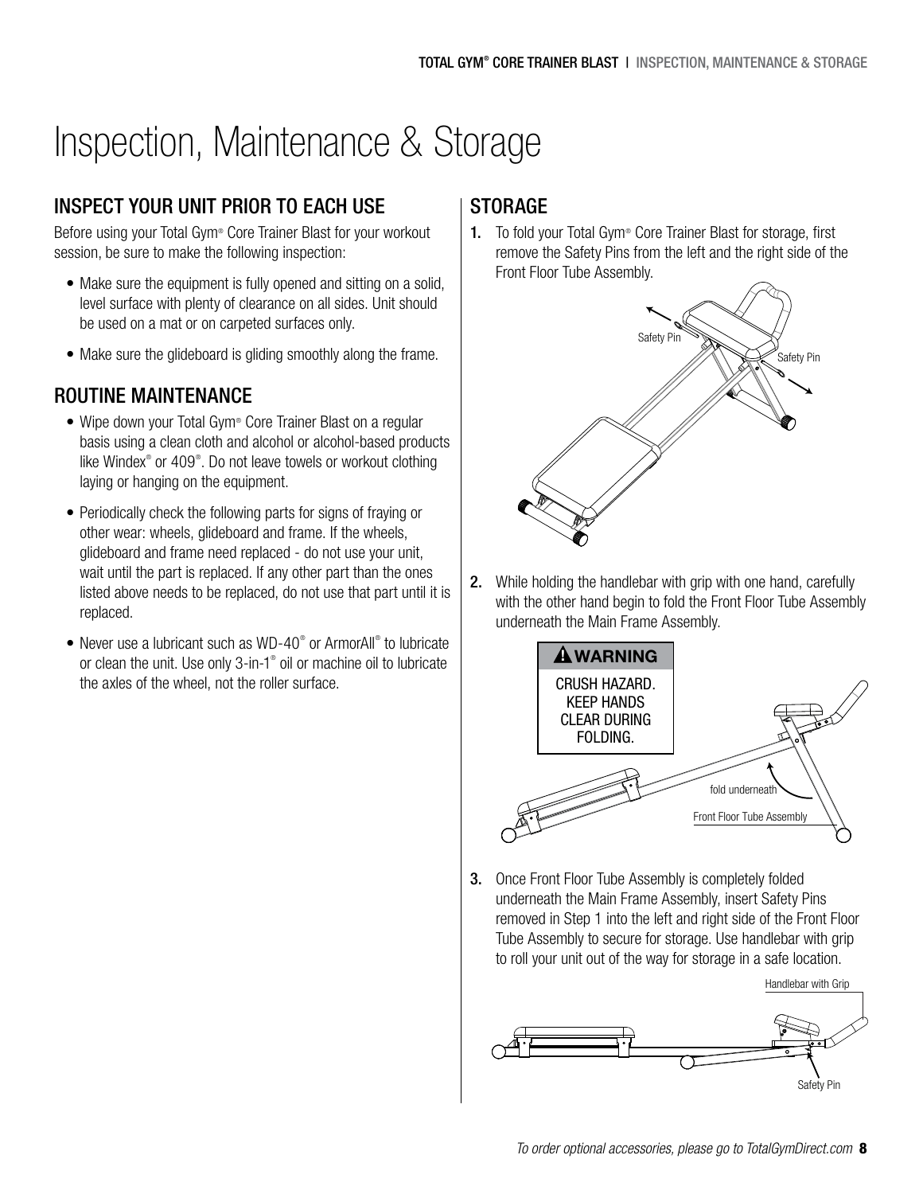# Inspection, Maintenance & Storage

## INSPECT YOUR UNIT PRIOR TO EACH USE

Before using your Total Gym® Core Trainer Blast for your workout session, be sure to make the following inspection:

- Make sure the equipment is fully opened and sitting on a solid, level surface with plenty of clearance on all sides. Unit should be used on a mat or on carpeted surfaces only.
- Make sure the glideboard is gliding smoothly along the frame.

## ROUTINE MAINTENANCE

- Wipe down your Total Gym® Core Trainer Blast on a regular basis using a clean cloth and alcohol or alcohol-based products like Windex® or 409®. Do not leave towels or workout clothing laying or hanging on the equipment.
- Periodically check the following parts for signs of fraying or other wear: wheels, glideboard and frame. If the wheels, glideboard and frame need replaced - do not use your unit, wait until the part is replaced. If any other part than the ones listed above needs to be replaced, do not use that part until it is replaced.
- Never use a lubricant such as WD-40® or ArmorAll® to lubricate or clean the unit. Use only 3-in-1® oil or machine oil to lubricate the axles of the wheel, not the roller surface.

## STORAGE

1. To fold your Total Gym® Core Trainer Blast for storage, first remove the Safety Pins from the left and the right side of the Front Floor Tube Assembly.

   Safety Pin

   Safety Pin

2. While holding the handlebar with grip with one hand, carefully with the other hand begin to fold the Front Floor Tube Assembly underneath the Main Frame Assembly.

   **⚠ WARNING**

   CRUSH HAZARD. KEEP HANDS CLEAR DURING FOLDING.

   fold underneath

   Front Floor Tube Assembly

3. Once Front Floor Tube Assembly is completely folded underneath the Main Frame Assembly, insert Safety Pins removed in Step 1 into the left and right side of the Front Floor Tube Assembly to secure for storage. Use handlebar with grip to roll your unit out of the way for storage in a safe location.

   Handlebar with Grip

   Safety Pin

*To order optional accessories, please go to TotalGymDirect.com*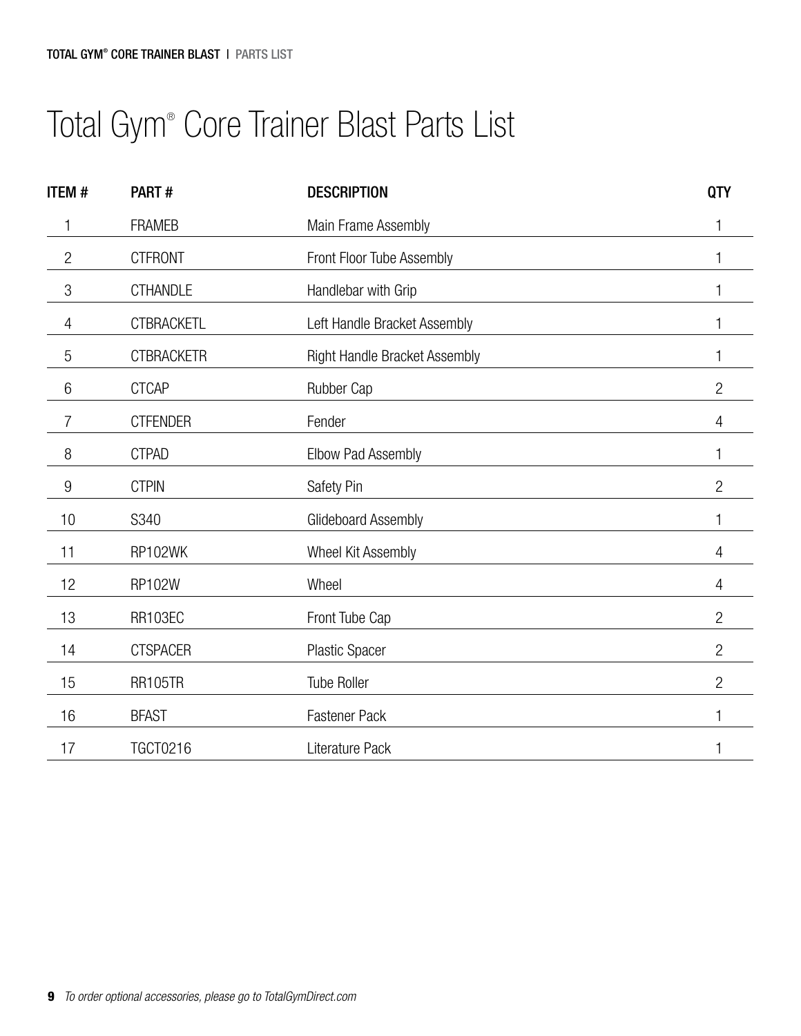# Total Gym® Core Trainer Blast Parts List

| ITEM # | PART # | DESCRIPTION | QTY |
|---|---|---|---|
| 1 | FRAMEB | Main Frame Assembly | 1 |
| 2 | CTFRONT | Front Floor Tube Assembly | 1 |
| 3 | CTHANDLE | Handlebar with Grip | 1 |
| 4 | CTBRACKETL | Left Handle Bracket Assembly | 1 |
| 5 | CTBRACKETR | Right Handle Bracket Assembly | 1 |
| 6 | CTCAP | Rubber Cap | 2 |
| 7 | CTFENDER | Fender | 4 |
| 8 | CTPAD | Elbow Pad Assembly | 1 |
| 9 | CTPIN | Safety Pin | 2 |
| 10 | S340 | Glideboard Assembly | 1 |
| 11 | RP102WK | Wheel Kit Assembly | 4 |
| 12 | RP102W | Wheel | 4 |
| 13 | RR103EC | Front Tube Cap | 2 |
| 14 | CTSPACER | Plastic Spacer | 2 |
| 15 | RR105TR | Tube Roller | 2 |
| 16 | BFAST | Fastener Pack | 1 |
| 17 | TGCT0216 | Literature Pack | 1 |

*To order optional accessories, please go to TotalGymDirect.com*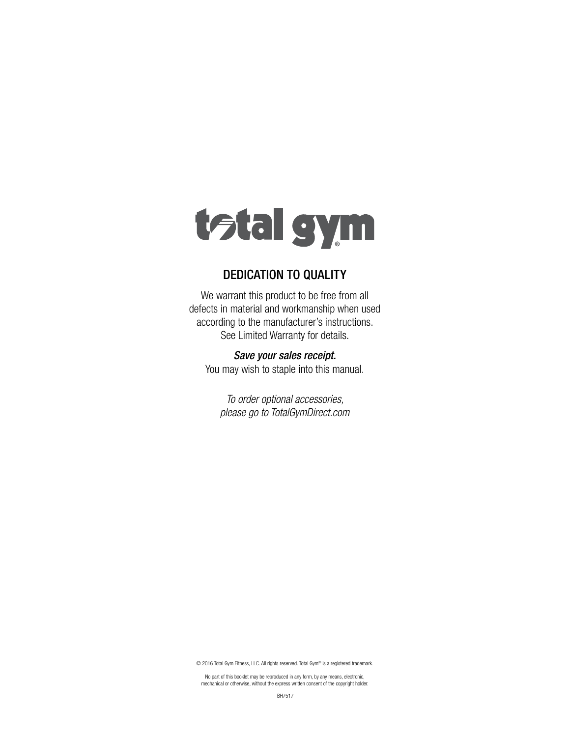total gym®

## DEDICATION TO QUALITY

We warrant this product to be free from all defects in material and workmanship when used according to the manufacturer's instructions. See Limited Warranty for details.

***Save your sales receipt.***
You may wish to staple into this manual.

*To order optional accessories, please go to TotalGymDirect.com*

© 2016 Total Gym Fitness, LLC. All rights reserved. Total Gym® is a registered trademark.

No part of this booklet may be reproduced in any form, by any means, electronic, mechanical or otherwise, without the express written consent of the copyright holder.

BH7517